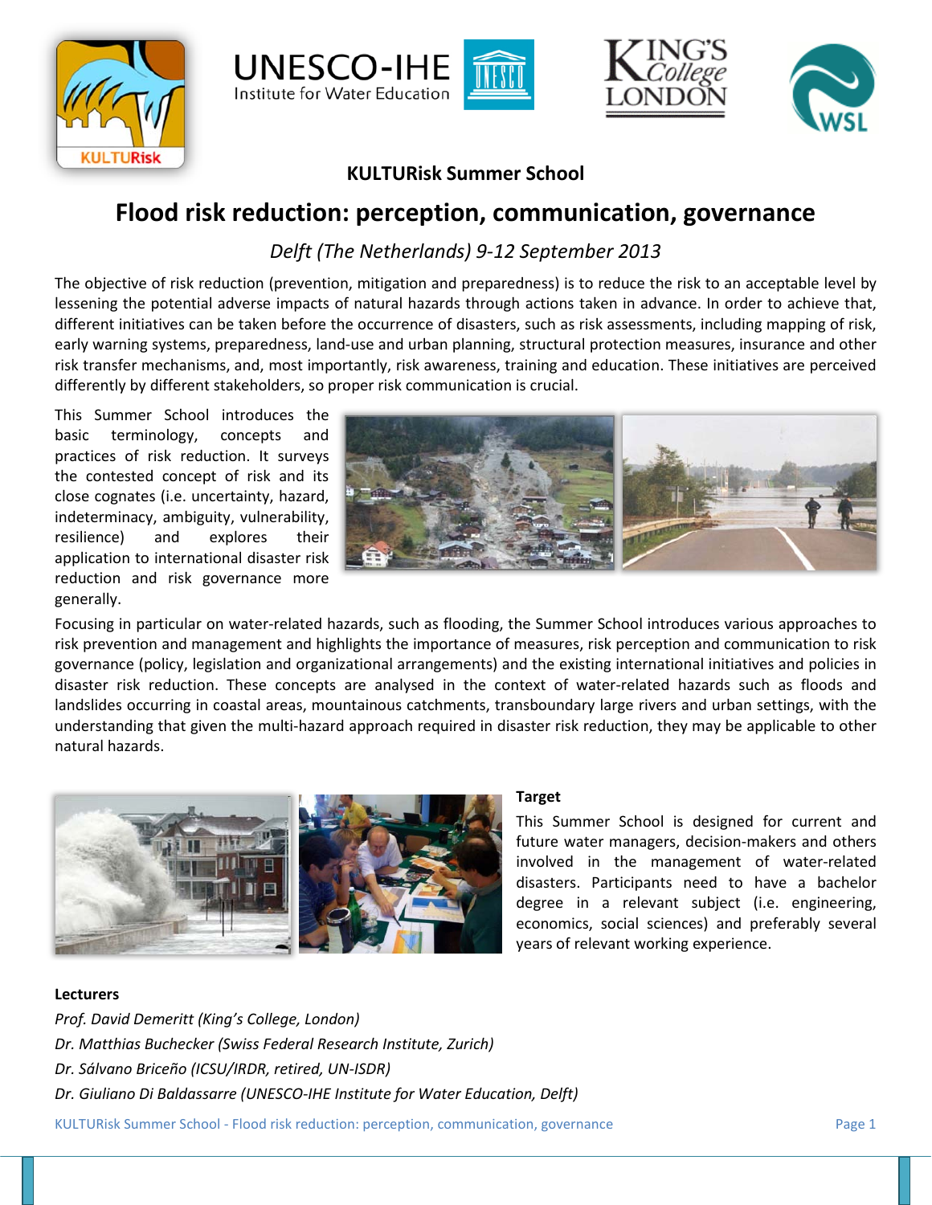KULTURisk Summer School

# Flood risk reduction: perception, communication, governance

*Delft (The Netherlands) 9-12 September 2013*

The objective of risk reduction (prevention, mitigation and preparedness) is to reduce the risk to an acceptable level by lessening the potential adverse impacts of natural hazards through actions taken in advance. In order to achieve that, different initiatives can be taken before the occurrence of disasters, such as risk assessments, including mapping of risk, early warning systems, preparedness, land-use and urban planning, structural protection measures, insurance and other risk transfer mechanisms, and, most importantly, risk awareness, training and education. These initiatives are perceived differently by different stakeholders, so proper risk communication is crucial.

This Summer School introduces the basic terminology, concepts and practices of risk reduction. It surveys the contested concept of risk and its close cognates (i.e. uncertainty, hazard, indeterminacy, ambiguity, vulnerability, resilience) and explores their application to international disaster risk reduction and risk governance more generally.

Focusing in particular on water-related hazards, such as flooding, the Summer School introduces various approaches to risk prevention and management and highlights the importance of measures, risk perception and communication to risk governance (policy, legislation and organizational arrangements) and the existing international initiatives and policies in disaster risk reduction. These concepts are analysed in the context of water-related hazards such as floods and landslides occurring in coastal areas, mountainous catchments, transboundary large rivers and urban settings, with the understanding that given the multi-hazard approach required in disaster risk reduction, they may be applicable to other natural hazards.

**Target**

This Summer School is designed for current and future water managers, decision-makers and others involved in the management of water-related disasters. Participants need to have a bachelor degree in a relevant subject (i.e. engineering, economics, social sciences) and preferably several years of relevant working experience.

**Lecturers**

*Prof. David Demeritt (King's College, London)*
*Dr. Matthias Buchecker (Swiss Federal Research Institute, Zurich)*
*Dr. Sálvano Briceño (ICSU/IRDR, retired, UN-ISDR)*
*Dr. Giuliano Di Baldassarre (UNESCO-IHE Institute for Water Education, Delft)*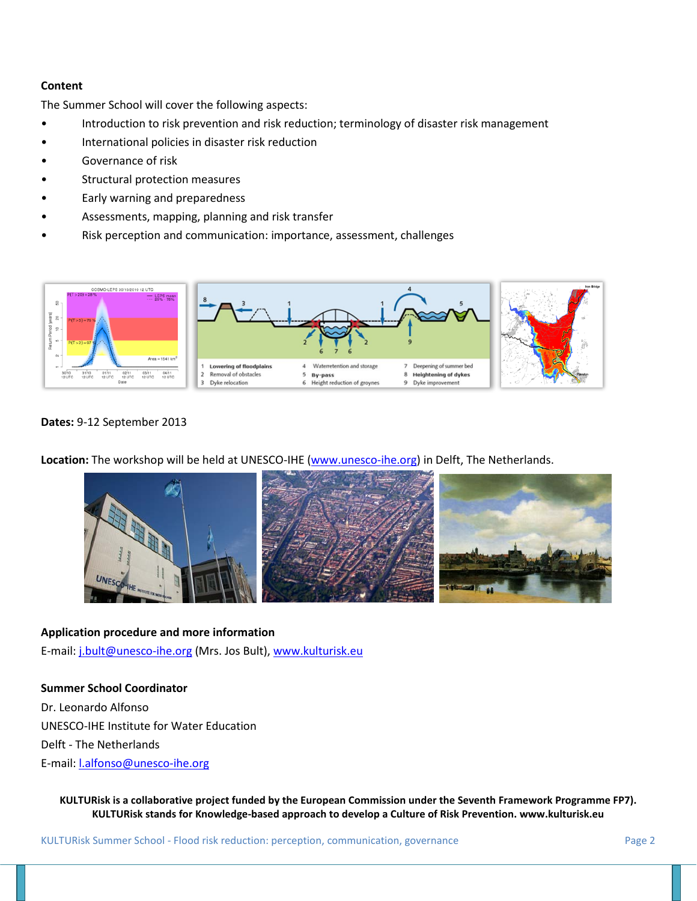**Content**

The Summer School will cover the following aspects:

- Introduction to risk prevention and risk reduction; terminology of disaster risk management
- International policies in disaster risk reduction
- Governance of risk
- Structural protection measures
- Early warning and preparedness
- Assessments, mapping, planning and risk transfer
- Risk perception and communication: importance, assessment, challenges

**Dates:** 9-12 September 2013

**Location:** The workshop will be held at UNESCO-IHE (www.unesco-ihe.org) in Delft, The Netherlands.

**Application procedure and more information**

E-mail: j.bult@unesco-ihe.org (Mrs. Jos Bult), www.kulturisk.eu

**Summer School Coordinator**

Dr. Leonardo Alfonso
UNESCO-IHE Institute for Water Education
Delft - The Netherlands
E-mail: l.alfonso@unesco-ihe.org

**KULTURisk is a collaborative project funded by the European Commission under the Seventh Framework Programme FP7). KULTURisk stands for Knowledge-based approach to develop a Culture of Risk Prevention. www.kulturisk.eu**